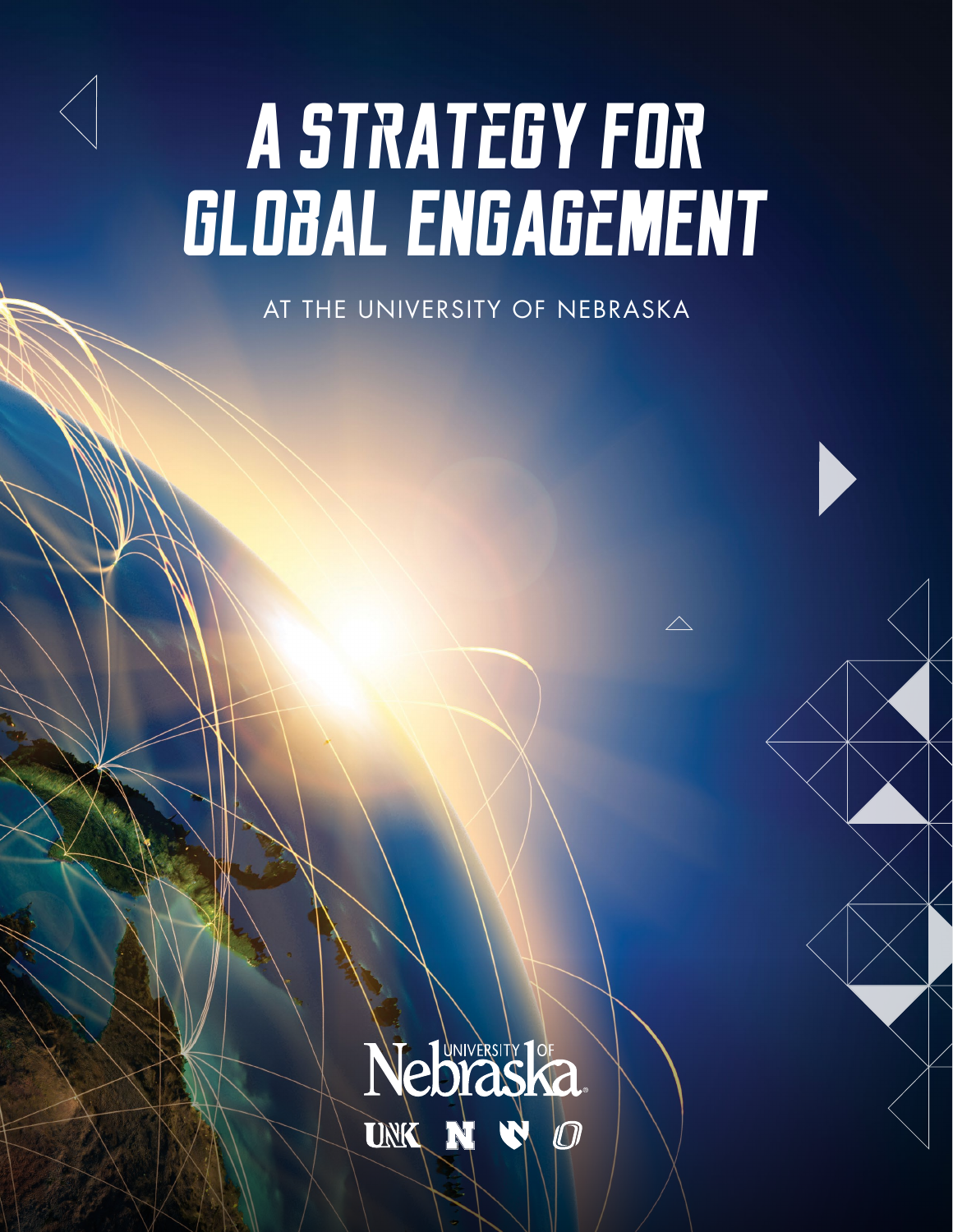# A STRATEGY FOR GLOBAL ENGAGEMENT

AT THE UNIVERSITY OF NEBRASKA

University of Nebraska

UNK N UNMC O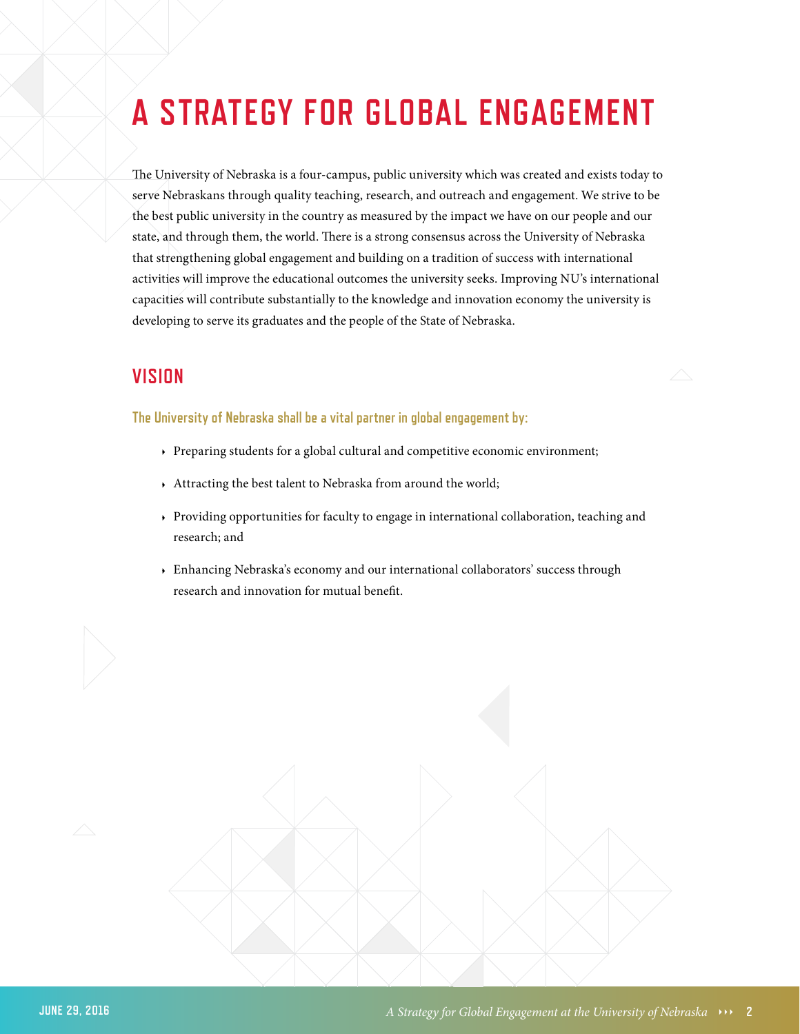# A STRATEGY FOR GLOBAL ENGAGEMENT

The University of Nebraska is a four-campus, public university which was created and exists today to serve Nebraskans through quality teaching, research, and outreach and engagement. We strive to be the best public university in the country as measured by the impact we have on our people and our state, and through them, the world. There is a strong consensus across the University of Nebraska that strengthening global engagement and building on a tradition of success with international activities will improve the educational outcomes the university seeks. Improving NU's international capacities will contribute substantially to the knowledge and innovation economy the university is developing to serve its graduates and the people of the State of Nebraska.

## VISION

**The University of Nebraska shall be a vital partner in global engagement by:**

- Preparing students for a global cultural and competitive economic environment;
- Attracting the best talent to Nebraska from around the world;
- Providing opportunities for faculty to engage in international collaboration, teaching and research; and
- Enhancing Nebraska's economy and our international collaborators' success through research and innovation for mutual benefit.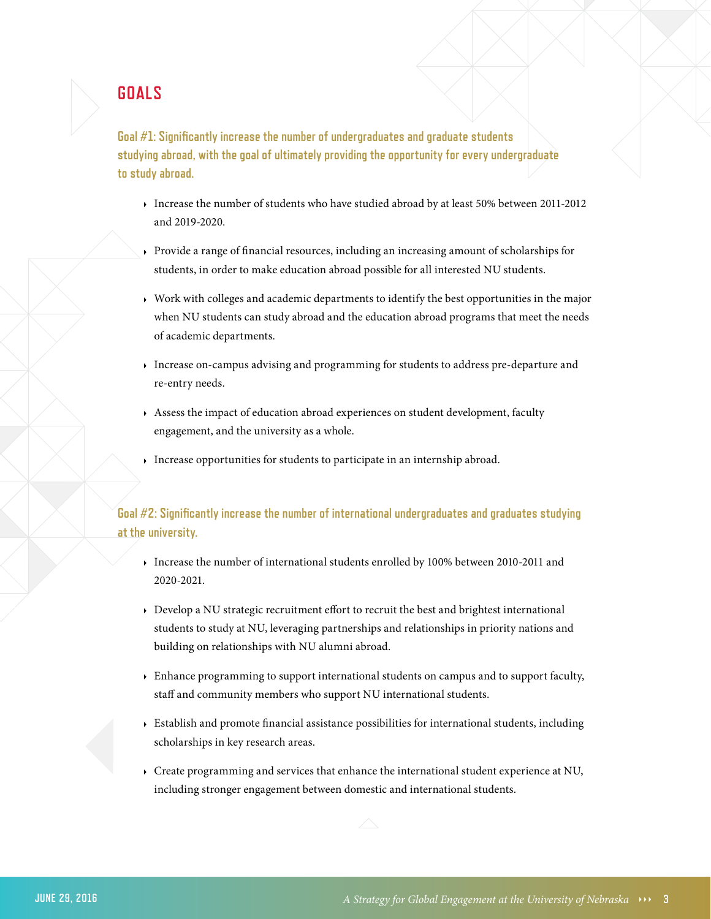## GOALS

### Goal #1: Significantly increase the number of undergraduates and graduate students studying abroad, with the goal of ultimately providing the opportunity for every undergraduate to study abroad.

- Increase the number of students who have studied abroad by at least 50% between 2011-2012 and 2019-2020.
- Provide a range of financial resources, including an increasing amount of scholarships for students, in order to make education abroad possible for all interested NU students.
- Work with colleges and academic departments to identify the best opportunities in the major when NU students can study abroad and the education abroad programs that meet the needs of academic departments.
- Increase on-campus advising and programming for students to address pre-departure and re-entry needs.
- Assess the impact of education abroad experiences on student development, faculty engagement, and the university as a whole.
- Increase opportunities for students to participate in an internship abroad.

### Goal #2: Significantly increase the number of international undergraduates and graduates studying at the university.

- Increase the number of international students enrolled by 100% between 2010-2011 and 2020-2021.
- Develop a NU strategic recruitment effort to recruit the best and brightest international students to study at NU, leveraging partnerships and relationships in priority nations and building on relationships with NU alumni abroad.
- Enhance programming to support international students on campus and to support faculty, staff and community members who support NU international students.
- Establish and promote financial assistance possibilities for international students, including scholarships in key research areas.
- Create programming and services that enhance the international student experience at NU, including stronger engagement between domestic and international students.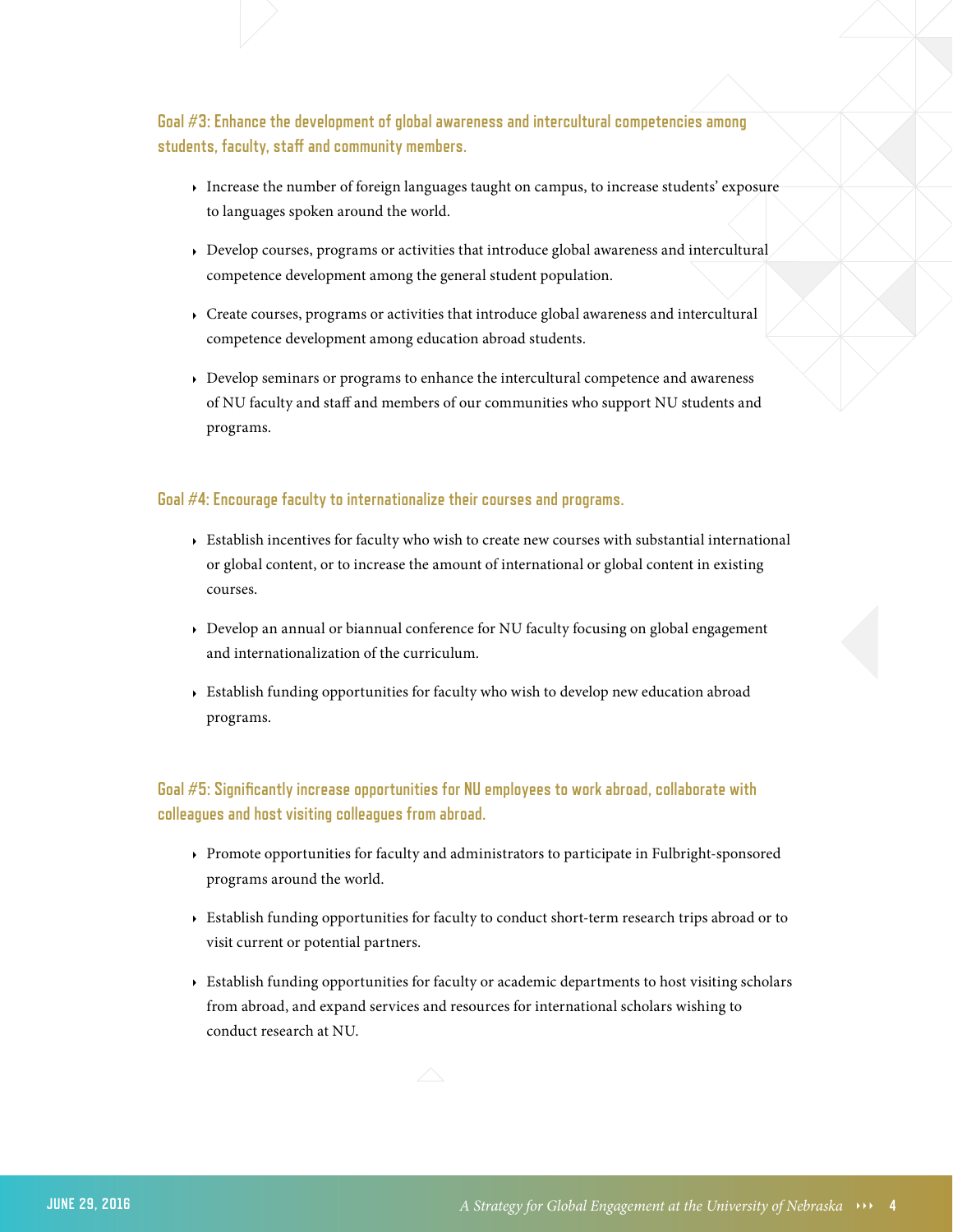### Goal #3: Enhance the development of global awareness and intercultural competencies among students, faculty, staff and community members.

- Increase the number of foreign languages taught on campus, to increase students' exposure to languages spoken around the world.
- Develop courses, programs or activities that introduce global awareness and intercultural competence development among the general student population.
- Create courses, programs or activities that introduce global awareness and intercultural competence development among education abroad students.
- Develop seminars or programs to enhance the intercultural competence and awareness of NU faculty and staff and members of our communities who support NU students and programs.

### Goal #4: Encourage faculty to internationalize their courses and programs.

- Establish incentives for faculty who wish to create new courses with substantial international or global content, or to increase the amount of international or global content in existing courses.
- Develop an annual or biannual conference for NU faculty focusing on global engagement and internationalization of the curriculum.
- Establish funding opportunities for faculty who wish to develop new education abroad programs.

### Goal #5: Significantly increase opportunities for NU employees to work abroad, collaborate with colleagues and host visiting colleagues from abroad.

- Promote opportunities for faculty and administrators to participate in Fulbright-sponsored programs around the world.
- Establish funding opportunities for faculty to conduct short-term research trips abroad or to visit current or potential partners.
- Establish funding opportunities for faculty or academic departments to host visiting scholars from abroad, and expand services and resources for international scholars wishing to conduct research at NU.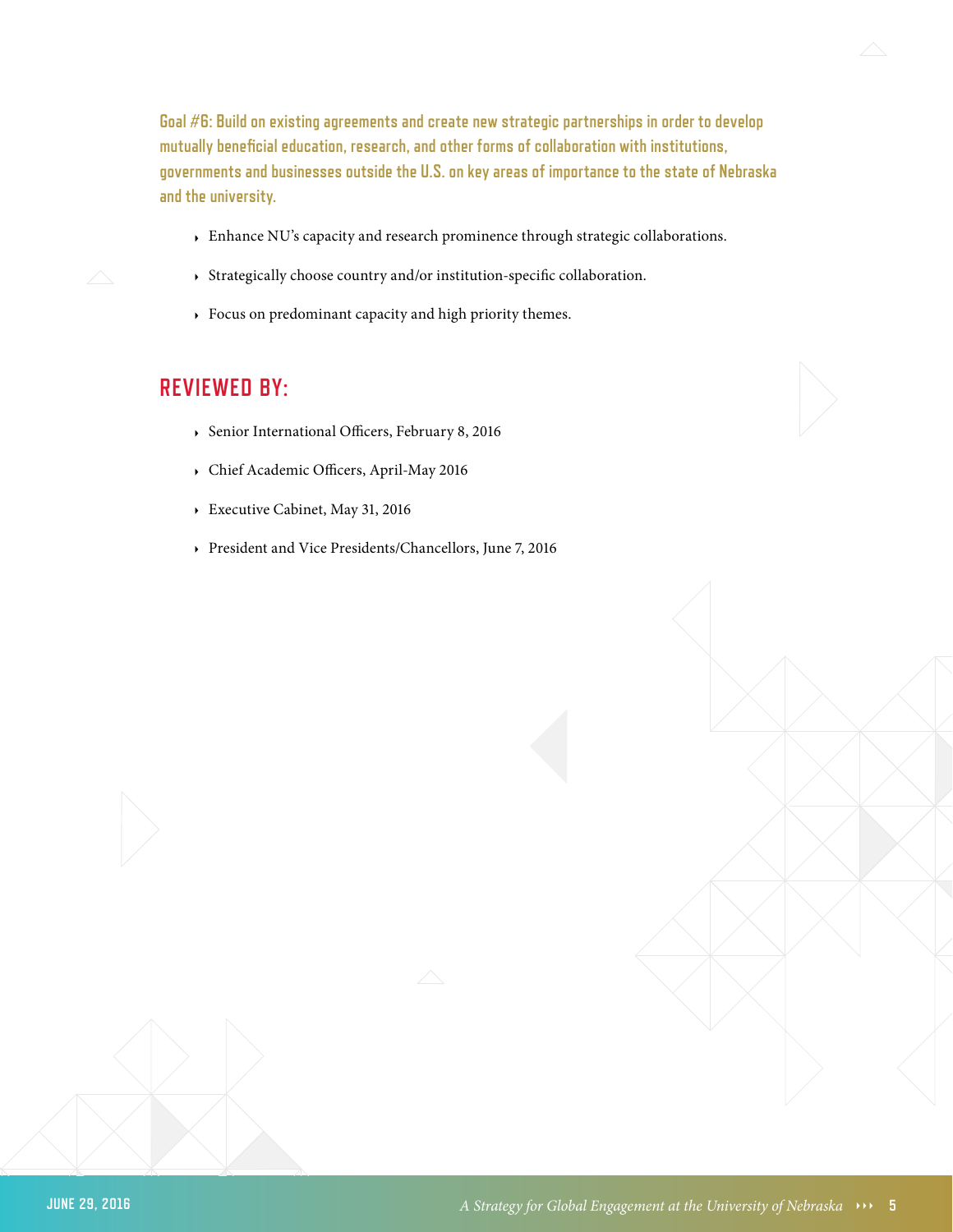**Goal #6: Build on existing agreements and create new strategic partnerships in order to develop mutually beneficial education, research, and other forms of collaboration with institutions, governments and businesses outside the U.S. on key areas of importance to the state of Nebraska and the university.**

- Enhance NU's capacity and research prominence through strategic collaborations.
- Strategically choose country and/or institution-specific collaboration.
- Focus on predominant capacity and high priority themes.

## REVIEWED BY:

- Senior International Officers, February 8, 2016
- Chief Academic Officers, April-May 2016
- Executive Cabinet, May 31, 2016
- President and Vice Presidents/Chancellors, June 7, 2016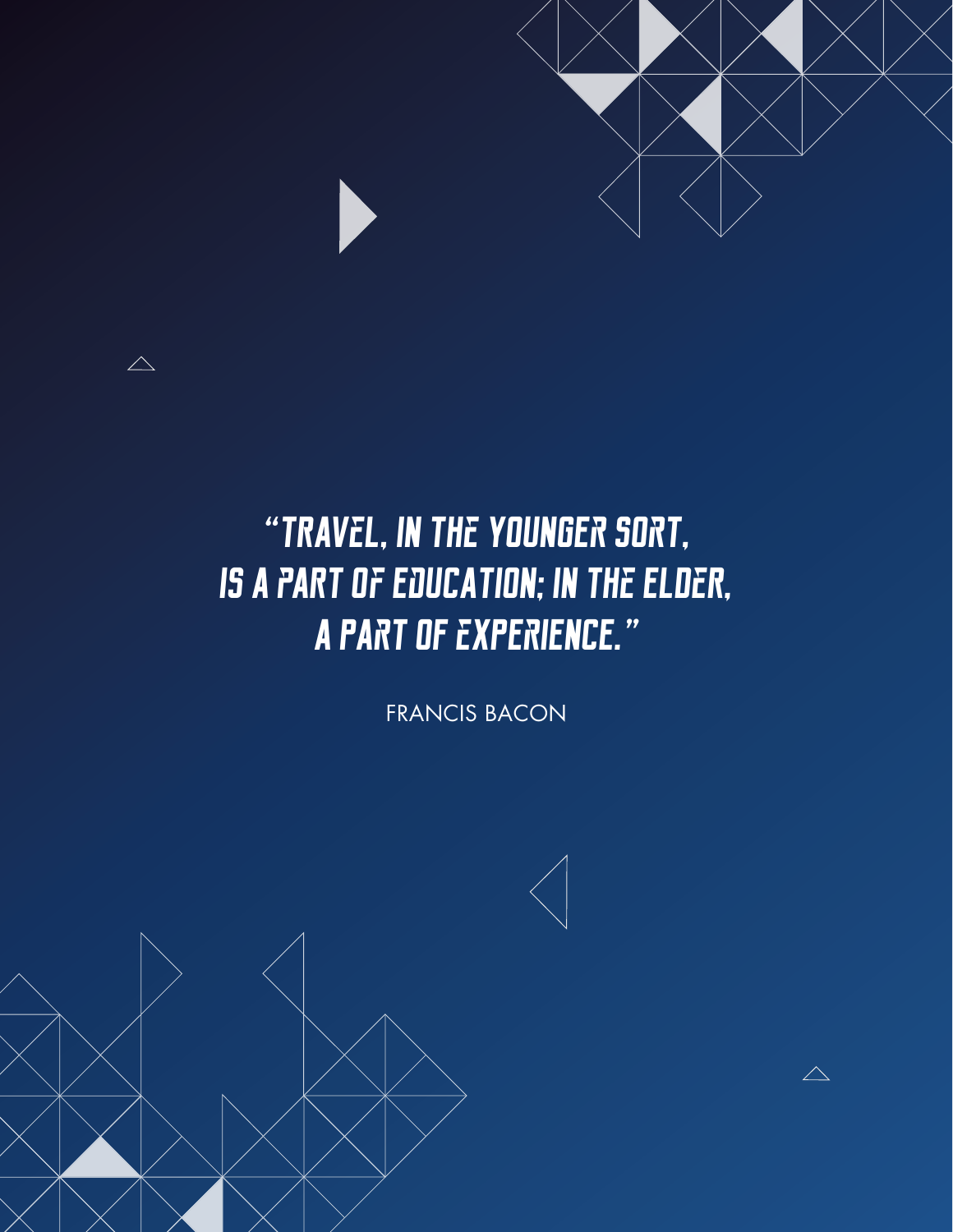"TRAVEL, IN THE YOUNGER SORT,
IS A PART OF EDUCATION; IN THE ELDER,
A PART OF EXPERIENCE."

FRANCIS BACON